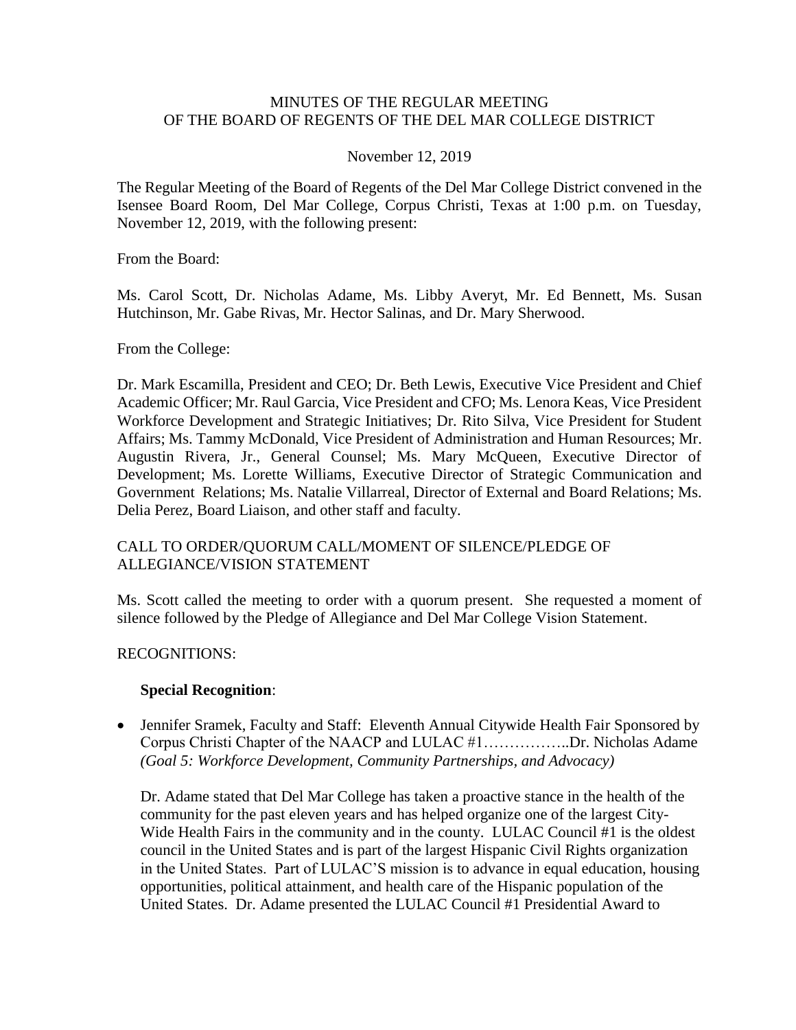MINUTES OF THE REGULAR MEETING
OF THE BOARD OF REGENTS OF THE DEL MAR COLLEGE DISTRICT

November 12, 2019

The Regular Meeting of the Board of Regents of the Del Mar College District convened in the Isensee Board Room, Del Mar College, Corpus Christi, Texas at 1:00 p.m. on Tuesday, November 12, 2019, with the following present:

From the Board:

Ms. Carol Scott, Dr. Nicholas Adame, Ms. Libby Averyt, Mr. Ed Bennett, Ms. Susan Hutchinson, Mr. Gabe Rivas, Mr. Hector Salinas, and Dr. Mary Sherwood.

From the College:

Dr. Mark Escamilla, President and CEO; Dr. Beth Lewis, Executive Vice President and Chief Academic Officer; Mr. Raul Garcia, Vice President and CFO; Ms. Lenora Keas, Vice President Workforce Development and Strategic Initiatives; Dr. Rito Silva, Vice President for Student Affairs; Ms. Tammy McDonald, Vice President of Administration and Human Resources; Mr. Augustin Rivera, Jr., General Counsel; Ms. Mary McQueen, Executive Director of Development; Ms. Lorette Williams, Executive Director of Strategic Communication and Government Relations; Ms. Natalie Villarreal, Director of External and Board Relations; Ms. Delia Perez, Board Liaison, and other staff and faculty.

CALL TO ORDER/QUORUM CALL/MOMENT OF SILENCE/PLEDGE OF ALLEGIANCE/VISION STATEMENT

Ms. Scott called the meeting to order with a quorum present. She requested a moment of silence followed by the Pledge of Allegiance and Del Mar College Vision Statement.

RECOGNITIONS:

**Special Recognition**:

- Jennifer Sramek, Faculty and Staff: Eleventh Annual Citywide Health Fair Sponsored by Corpus Christi Chapter of the NAACP and LULAC #1……………..Dr. Nicholas Adame *(Goal 5: Workforce Development, Community Partnerships, and Advocacy)*

  Dr. Adame stated that Del Mar College has taken a proactive stance in the health of the community for the past eleven years and has helped organize one of the largest City-Wide Health Fairs in the community and in the county. LULAC Council #1 is the oldest council in the United States and is part of the largest Hispanic Civil Rights organization in the United States. Part of LULAC'S mission is to advance in equal education, housing opportunities, political attainment, and health care of the Hispanic population of the United States. Dr. Adame presented the LULAC Council #1 Presidential Award to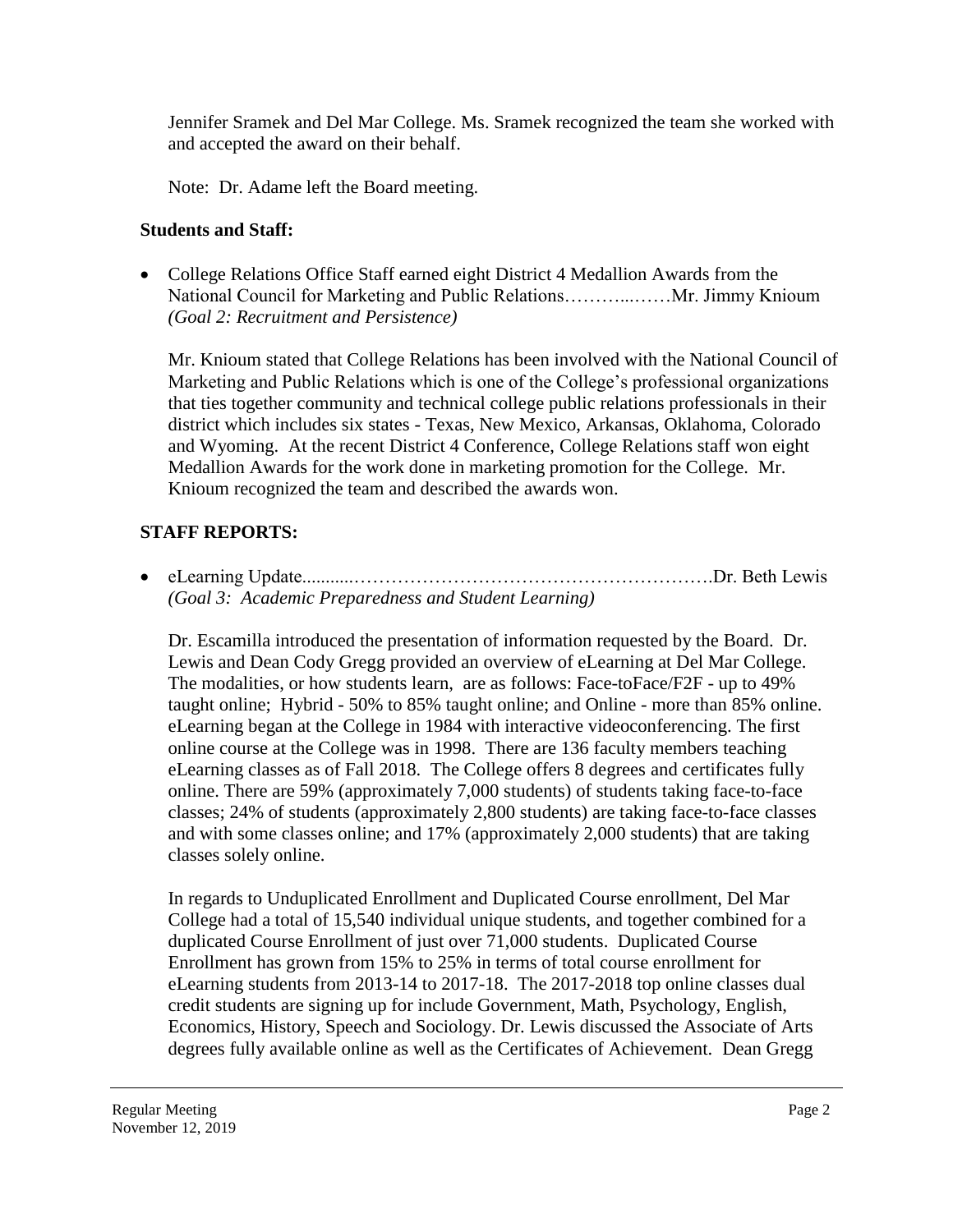Jennifer Sramek and Del Mar College. Ms. Sramek recognized the team she worked with and accepted the award on their behalf.

Note: Dr. Adame left the Board meeting.

**Students and Staff:**

- College Relations Office Staff earned eight District 4 Medallion Awards from the National Council for Marketing and Public Relations………...……Mr. Jimmy Knioum *(Goal 2: Recruitment and Persistence)*

  Mr. Knioum stated that College Relations has been involved with the National Council of Marketing and Public Relations which is one of the College's professional organizations that ties together community and technical college public relations professionals in their district which includes six states - Texas, New Mexico, Arkansas, Oklahoma, Colorado and Wyoming. At the recent District 4 Conference, College Relations staff won eight Medallion Awards for the work done in marketing promotion for the College. Mr. Knioum recognized the team and described the awards won.

**STAFF REPORTS:**

- eLearning Update...........…………………………………………………Dr. Beth Lewis *(Goal 3: Academic Preparedness and Student Learning)*

  Dr. Escamilla introduced the presentation of information requested by the Board. Dr. Lewis and Dean Cody Gregg provided an overview of eLearning at Del Mar College. The modalities, or how students learn, are as follows: Face-toFace/F2F - up to 49% taught online; Hybrid - 50% to 85% taught online; and Online - more than 85% online. eLearning began at the College in 1984 with interactive videoconferencing. The first online course at the College was in 1998. There are 136 faculty members teaching eLearning classes as of Fall 2018. The College offers 8 degrees and certificates fully online. There are 59% (approximately 7,000 students) of students taking face-to-face classes; 24% of students (approximately 2,800 students) are taking face-to-face classes and with some classes online; and 17% (approximately 2,000 students) that are taking classes solely online.

  In regards to Unduplicated Enrollment and Duplicated Course enrollment, Del Mar College had a total of 15,540 individual unique students, and together combined for a duplicated Course Enrollment of just over 71,000 students. Duplicated Course Enrollment has grown from 15% to 25% in terms of total course enrollment for eLearning students from 2013-14 to 2017-18. The 2017-2018 top online classes dual credit students are signing up for include Government, Math, Psychology, English, Economics, History, Speech and Sociology. Dr. Lewis discussed the Associate of Arts degrees fully available online as well as the Certificates of Achievement. Dean Gregg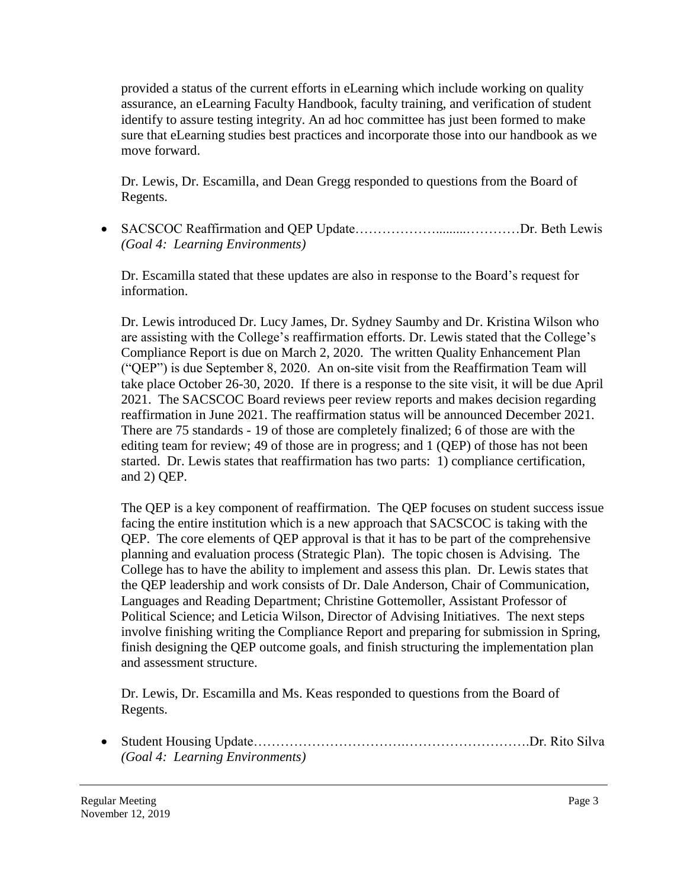provided a status of the current efforts in eLearning which include working on quality assurance, an eLearning Faculty Handbook, faculty training, and verification of student identify to assure testing integrity. An ad hoc committee has just been formed to make sure that eLearning studies best practices and incorporate those into our handbook as we move forward.

Dr. Lewis, Dr. Escamilla, and Dean Gregg responded to questions from the Board of Regents.

- SACSCOC Reaffirmation and QEP Update……………….........…………Dr. Beth Lewis
  *(Goal 4: Learning Environments)*

  Dr. Escamilla stated that these updates are also in response to the Board's request for information.

  Dr. Lewis introduced Dr. Lucy James, Dr. Sydney Saumby and Dr. Kristina Wilson who are assisting with the College's reaffirmation efforts. Dr. Lewis stated that the College's Compliance Report is due on March 2, 2020. The written Quality Enhancement Plan ("QEP") is due September 8, 2020. An on-site visit from the Reaffirmation Team will take place October 26-30, 2020. If there is a response to the site visit, it will be due April 2021. The SACSCOC Board reviews peer review reports and makes decision regarding reaffirmation in June 2021. The reaffirmation status will be announced December 2021. There are 75 standards - 19 of those are completely finalized; 6 of those are with the editing team for review; 49 of those are in progress; and 1 (QEP) of those has not been started. Dr. Lewis states that reaffirmation has two parts: 1) compliance certification, and 2) QEP.

  The QEP is a key component of reaffirmation. The QEP focuses on student success issue facing the entire institution which is a new approach that SACSCOC is taking with the QEP. The core elements of QEP approval is that it has to be part of the comprehensive planning and evaluation process (Strategic Plan). The topic chosen is Advising. The College has to have the ability to implement and assess this plan. Dr. Lewis states that the QEP leadership and work consists of Dr. Dale Anderson, Chair of Communication, Languages and Reading Department; Christine Gottemoller, Assistant Professor of Political Science; and Leticia Wilson, Director of Advising Initiatives. The next steps involve finishing writing the Compliance Report and preparing for submission in Spring, finish designing the QEP outcome goals, and finish structuring the implementation plan and assessment structure.

  Dr. Lewis, Dr. Escamilla and Ms. Keas responded to questions from the Board of Regents.

- Student Housing Update…………………………….……………………….Dr. Rito Silva
  *(Goal 4: Learning Environments)*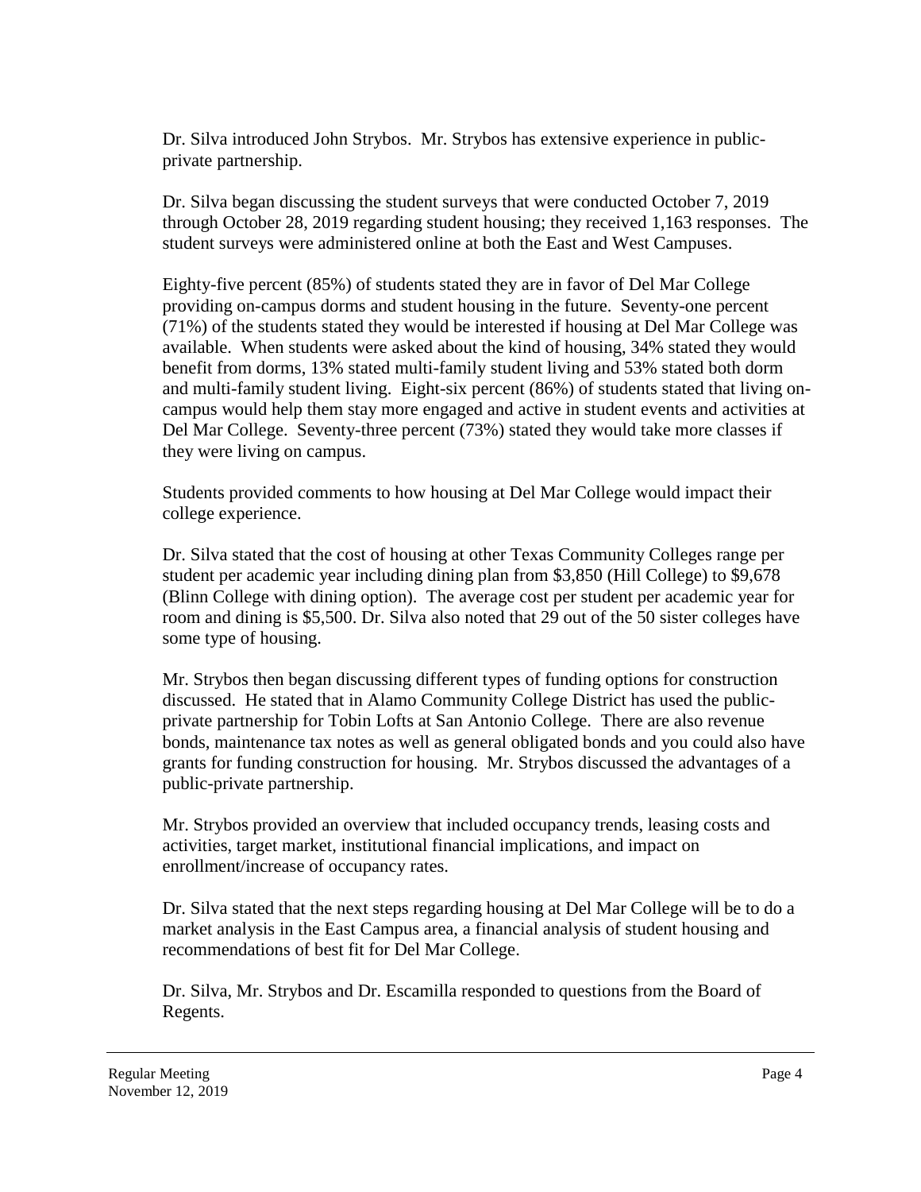Dr. Silva introduced John Strybos. Mr. Strybos has extensive experience in public-private partnership.

Dr. Silva began discussing the student surveys that were conducted October 7, 2019 through October 28, 2019 regarding student housing; they received 1,163 responses. The student surveys were administered online at both the East and West Campuses.

Eighty-five percent (85%) of students stated they are in favor of Del Mar College providing on-campus dorms and student housing in the future. Seventy-one percent (71%) of the students stated they would be interested if housing at Del Mar College was available. When students were asked about the kind of housing, 34% stated they would benefit from dorms, 13% stated multi-family student living and 53% stated both dorm and multi-family student living. Eight-six percent (86%) of students stated that living on-campus would help them stay more engaged and active in student events and activities at Del Mar College. Seventy-three percent (73%) stated they would take more classes if they were living on campus.

Students provided comments to how housing at Del Mar College would impact their college experience.

Dr. Silva stated that the cost of housing at other Texas Community Colleges range per student per academic year including dining plan from $3,850 (Hill College) to $9,678 (Blinn College with dining option). The average cost per student per academic year for room and dining is $5,500. Dr. Silva also noted that 29 out of the 50 sister colleges have some type of housing.

Mr. Strybos then began discussing different types of funding options for construction discussed. He stated that in Alamo Community College District has used the public-private partnership for Tobin Lofts at San Antonio College. There are also revenue bonds, maintenance tax notes as well as general obligated bonds and you could also have grants for funding construction for housing. Mr. Strybos discussed the advantages of a public-private partnership.

Mr. Strybos provided an overview that included occupancy trends, leasing costs and activities, target market, institutional financial implications, and impact on enrollment/increase of occupancy rates.

Dr. Silva stated that the next steps regarding housing at Del Mar College will be to do a market analysis in the East Campus area, a financial analysis of student housing and recommendations of best fit for Del Mar College.

Dr. Silva, Mr. Strybos and Dr. Escamilla responded to questions from the Board of Regents.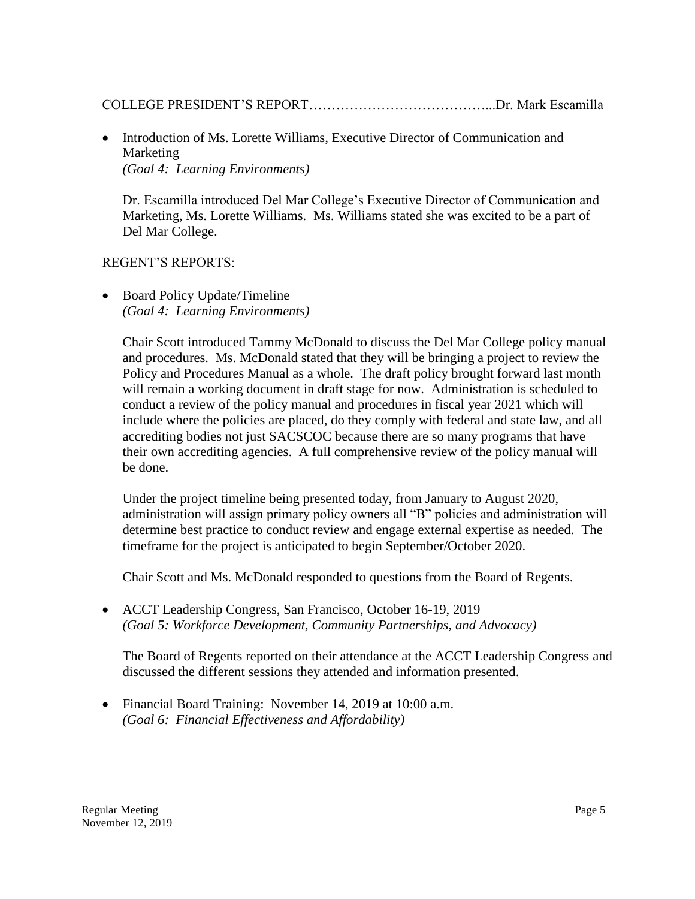COLLEGE PRESIDENT'S REPORT…………………………………...Dr. Mark Escamilla

- Introduction of Ms. Lorette Williams, Executive Director of Communication and Marketing
  *(Goal 4: Learning Environments)*

  Dr. Escamilla introduced Del Mar College's Executive Director of Communication and Marketing, Ms. Lorette Williams. Ms. Williams stated she was excited to be a part of Del Mar College.

REGENT'S REPORTS:

- Board Policy Update/Timeline
  *(Goal 4: Learning Environments)*

  Chair Scott introduced Tammy McDonald to discuss the Del Mar College policy manual and procedures. Ms. McDonald stated that they will be bringing a project to review the Policy and Procedures Manual as a whole. The draft policy brought forward last month will remain a working document in draft stage for now. Administration is scheduled to conduct a review of the policy manual and procedures in fiscal year 2021 which will include where the policies are placed, do they comply with federal and state law, and all accrediting bodies not just SACSCOC because there are so many programs that have their own accrediting agencies. A full comprehensive review of the policy manual will be done.

  Under the project timeline being presented today, from January to August 2020, administration will assign primary policy owners all "B" policies and administration will determine best practice to conduct review and engage external expertise as needed. The timeframe for the project is anticipated to begin September/October 2020.

  Chair Scott and Ms. McDonald responded to questions from the Board of Regents.

- ACCT Leadership Congress, San Francisco, October 16-19, 2019
  *(Goal 5: Workforce Development, Community Partnerships, and Advocacy)*

  The Board of Regents reported on their attendance at the ACCT Leadership Congress and discussed the different sessions they attended and information presented.

- Financial Board Training: November 14, 2019 at 10:00 a.m.
  *(Goal 6: Financial Effectiveness and Affordability)*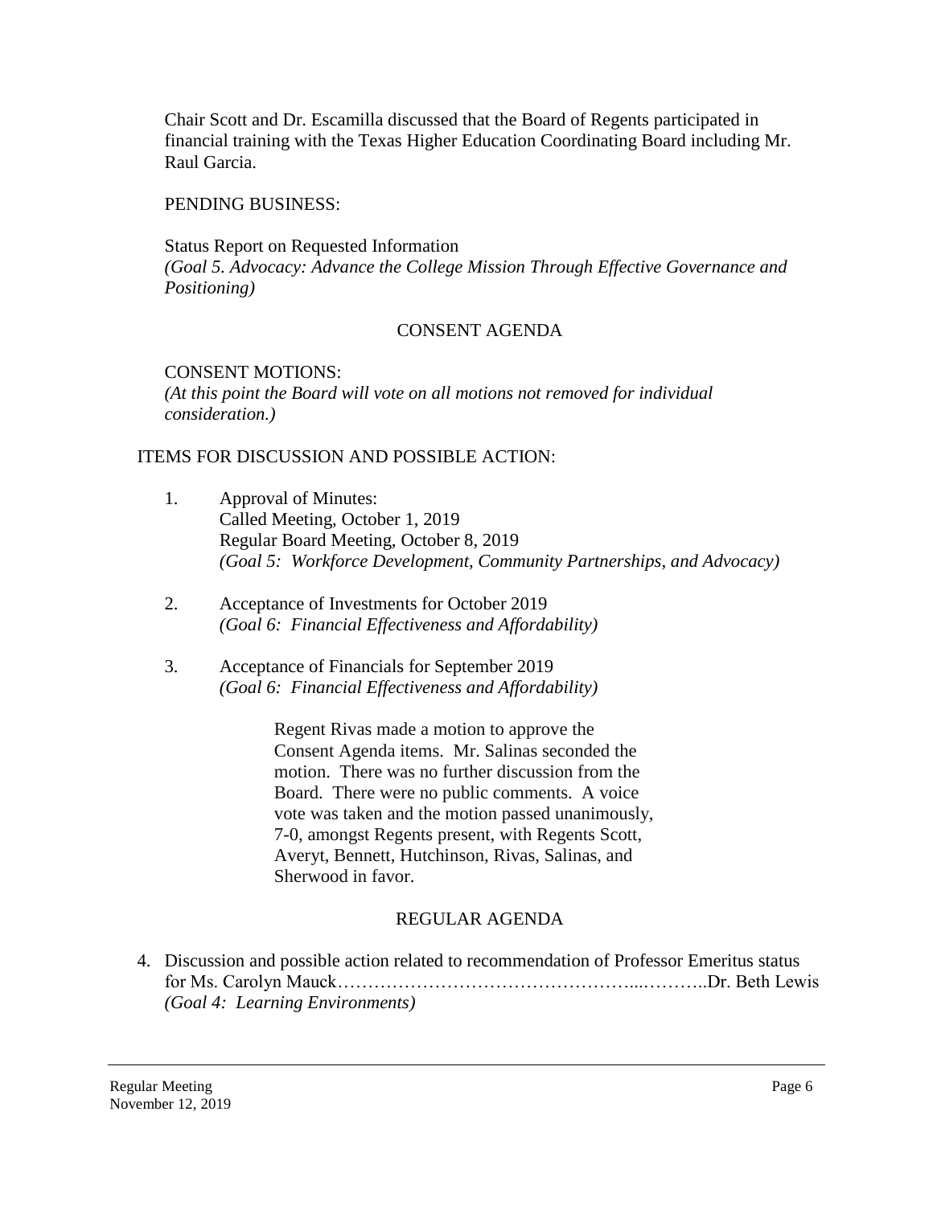Chair Scott and Dr. Escamilla discussed that the Board of Regents participated in financial training with the Texas Higher Education Coordinating Board including Mr. Raul Garcia.

PENDING BUSINESS:

Status Report on Requested Information
*(Goal 5. Advocacy: Advance the College Mission Through Effective Governance and Positioning)*

CONSENT AGENDA

CONSENT MOTIONS:
*(At this point the Board will vote on all motions not removed for individual consideration.)*

ITEMS FOR DISCUSSION AND POSSIBLE ACTION:

1. Approval of Minutes:
   Called Meeting, October 1, 2019
   Regular Board Meeting, October 8, 2019
   *(Goal 5: Workforce Development, Community Partnerships, and Advocacy)*

2. Acceptance of Investments for October 2019
   *(Goal 6: Financial Effectiveness and Affordability)*

3. Acceptance of Financials for September 2019
   *(Goal 6: Financial Effectiveness and Affordability)*

   Regent Rivas made a motion to approve the Consent Agenda items. Mr. Salinas seconded the motion. There was no further discussion from the Board. There were no public comments. A voice vote was taken and the motion passed unanimously, 7-0, amongst Regents present, with Regents Scott, Averyt, Bennett, Hutchinson, Rivas, Salinas, and Sherwood in favor.

REGULAR AGENDA

4. Discussion and possible action related to recommendation of Professor Emeritus status for Ms. Carolyn Mauck…………………………………………...………..Dr. Beth Lewis
   *(Goal 4: Learning Environments)*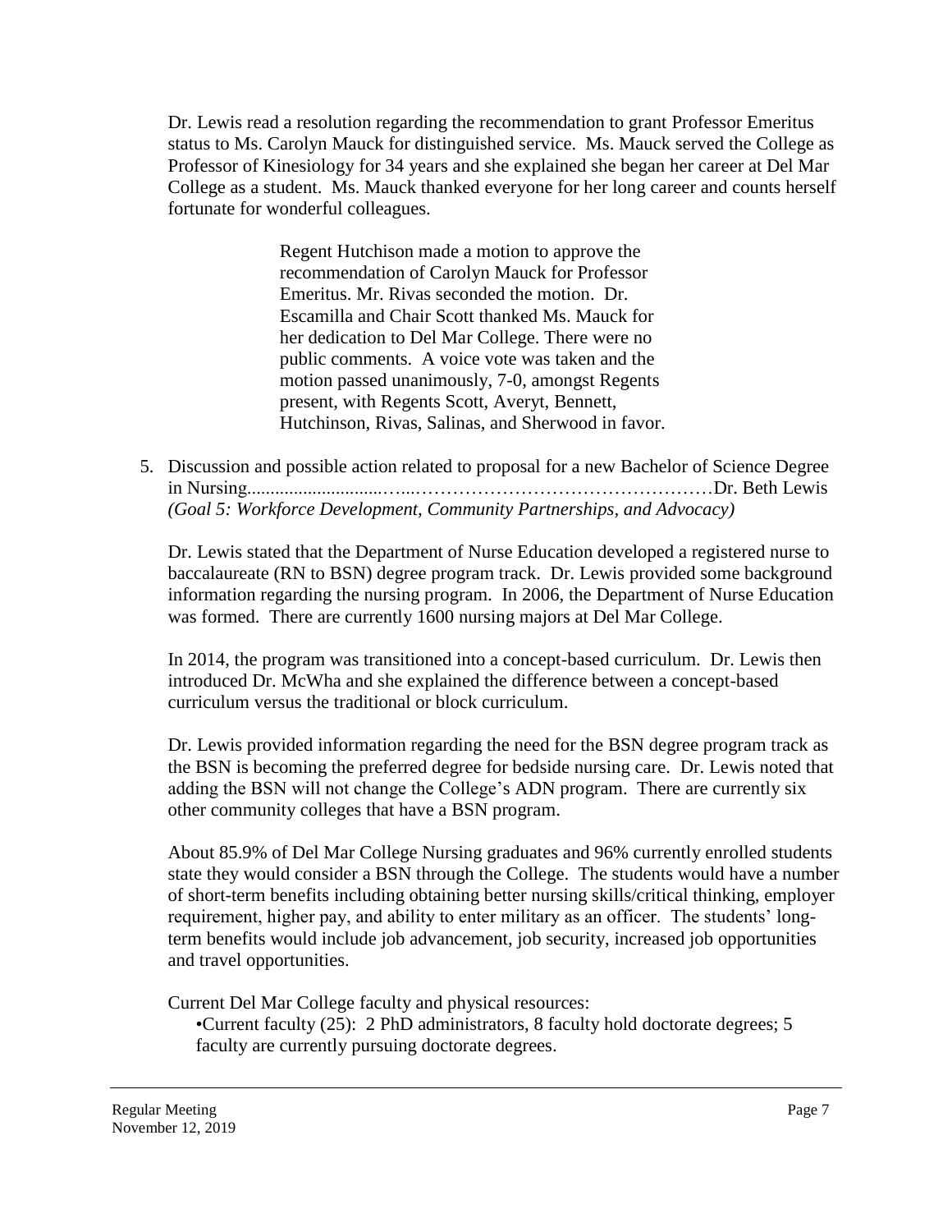Dr. Lewis read a resolution regarding the recommendation to grant Professor Emeritus status to Ms. Carolyn Mauck for distinguished service. Ms. Mauck served the College as Professor of Kinesiology for 34 years and she explained she began her career at Del Mar College as a student. Ms. Mauck thanked everyone for her long career and counts herself fortunate for wonderful colleagues.

> Regent Hutchison made a motion to approve the recommendation of Carolyn Mauck for Professor Emeritus. Mr. Rivas seconded the motion. Dr. Escamilla and Chair Scott thanked Ms. Mauck for her dedication to Del Mar College. There were no public comments. A voice vote was taken and the motion passed unanimously, 7-0, amongst Regents present, with Regents Scott, Averyt, Bennett, Hutchinson, Rivas, Salinas, and Sherwood in favor.

5. Discussion and possible action related to proposal for a new Bachelor of Science Degree in Nursing..............................…..…………………………………………Dr. Beth Lewis
   *(Goal 5: Workforce Development, Community Partnerships, and Advocacy)*

   Dr. Lewis stated that the Department of Nurse Education developed a registered nurse to baccalaureate (RN to BSN) degree program track. Dr. Lewis provided some background information regarding the nursing program. In 2006, the Department of Nurse Education was formed. There are currently 1600 nursing majors at Del Mar College.

   In 2014, the program was transitioned into a concept-based curriculum. Dr. Lewis then introduced Dr. McWha and she explained the difference between a concept-based curriculum versus the traditional or block curriculum.

   Dr. Lewis provided information regarding the need for the BSN degree program track as the BSN is becoming the preferred degree for bedside nursing care. Dr. Lewis noted that adding the BSN will not change the College's ADN program. There are currently six other community colleges that have a BSN program.

   About 85.9% of Del Mar College Nursing graduates and 96% currently enrolled students state they would consider a BSN through the College. The students would have a number of short-term benefits including obtaining better nursing skills/critical thinking, employer requirement, higher pay, and ability to enter military as an officer. The students' long-term benefits would include job advancement, job security, increased job opportunities and travel opportunities.

   Current Del Mar College faculty and physical resources:
   - Current faculty (25): 2 PhD administrators, 8 faculty hold doctorate degrees; 5 faculty are currently pursuing doctorate degrees.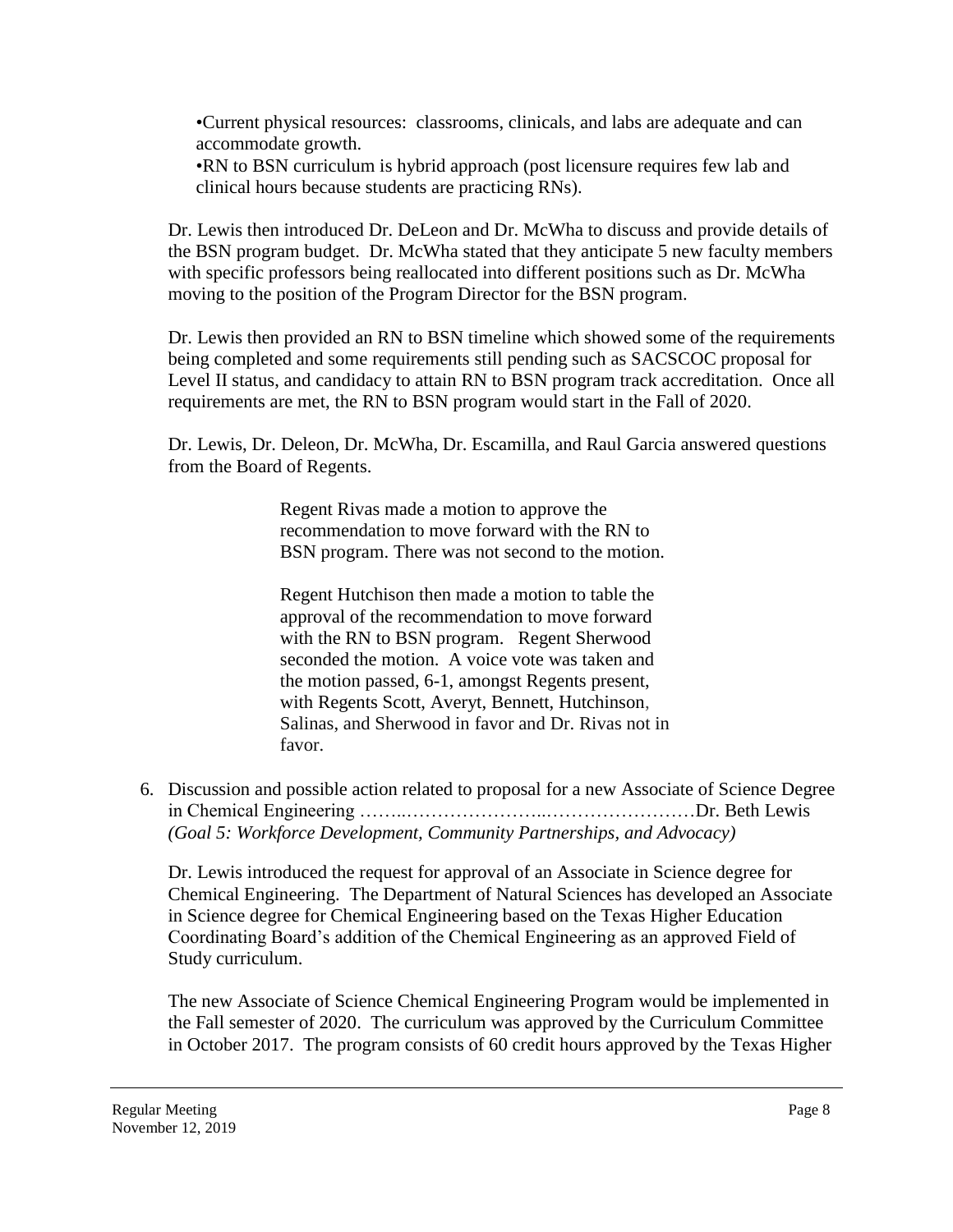•Current physical resources: classrooms, clinicals, and labs are adequate and can accommodate growth.
•RN to BSN curriculum is hybrid approach (post licensure requires few lab and clinical hours because students are practicing RNs).

Dr. Lewis then introduced Dr. DeLeon and Dr. McWha to discuss and provide details of the BSN program budget. Dr. McWha stated that they anticipate 5 new faculty members with specific professors being reallocated into different positions such as Dr. McWha moving to the position of the Program Director for the BSN program.

Dr. Lewis then provided an RN to BSN timeline which showed some of the requirements being completed and some requirements still pending such as SACSCOC proposal for Level II status, and candidacy to attain RN to BSN program track accreditation. Once all requirements are met, the RN to BSN program would start in the Fall of 2020.

Dr. Lewis, Dr. Deleon, Dr. McWha, Dr. Escamilla, and Raul Garcia answered questions from the Board of Regents.

> Regent Rivas made a motion to approve the recommendation to move forward with the RN to BSN program. There was not second to the motion.
>
> Regent Hutchison then made a motion to table the approval of the recommendation to move forward with the RN to BSN program. Regent Sherwood seconded the motion. A voice vote was taken and the motion passed, 6-1, amongst Regents present, with Regents Scott, Averyt, Bennett, Hutchinson, Salinas, and Sherwood in favor and Dr. Rivas not in favor.

6. Discussion and possible action related to proposal for a new Associate of Science Degree in Chemical Engineering ……..…………………..……………………Dr. Beth Lewis
*(Goal 5: Workforce Development, Community Partnerships, and Advocacy)*

   Dr. Lewis introduced the request for approval of an Associate in Science degree for Chemical Engineering. The Department of Natural Sciences has developed an Associate in Science degree for Chemical Engineering based on the Texas Higher Education Coordinating Board's addition of the Chemical Engineering as an approved Field of Study curriculum.

   The new Associate of Science Chemical Engineering Program would be implemented in the Fall semester of 2020. The curriculum was approved by the Curriculum Committee in October 2017. The program consists of 60 credit hours approved by the Texas Higher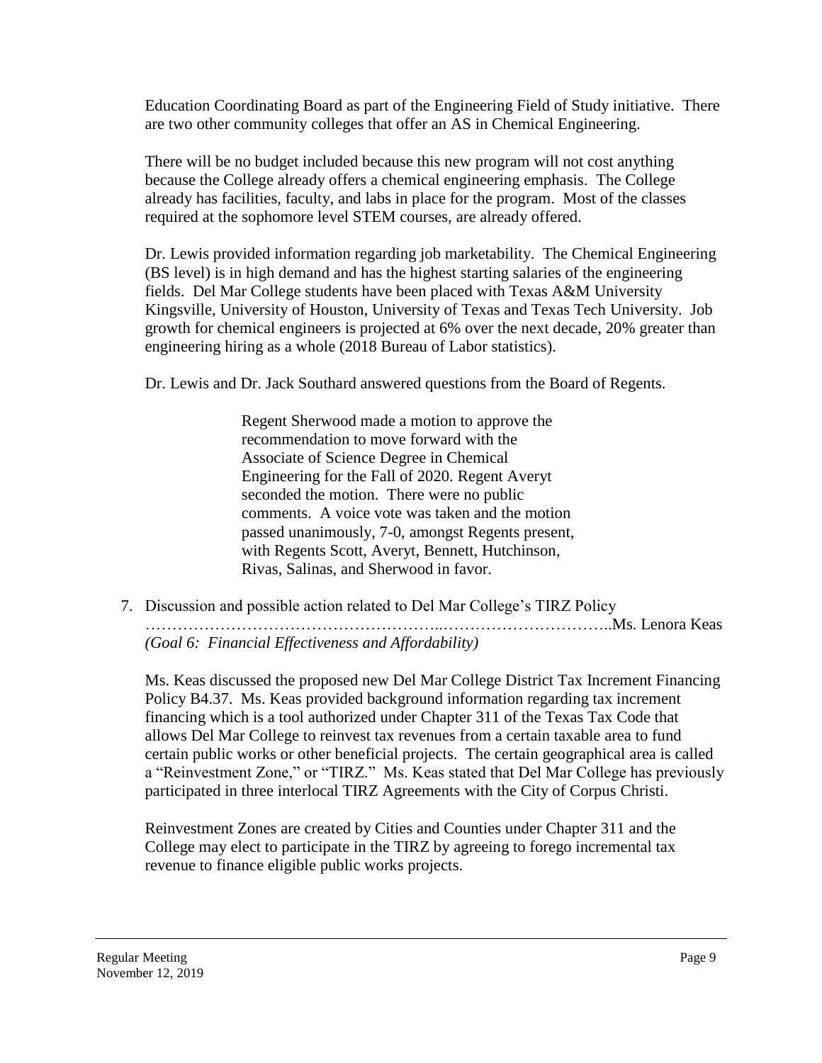Education Coordinating Board as part of the Engineering Field of Study initiative. There are two other community colleges that offer an AS in Chemical Engineering.

There will be no budget included because this new program will not cost anything because the College already offers a chemical engineering emphasis. The College already has facilities, faculty, and labs in place for the program. Most of the classes required at the sophomore level STEM courses, are already offered.

Dr. Lewis provided information regarding job marketability. The Chemical Engineering (BS level) is in high demand and has the highest starting salaries of the engineering fields. Del Mar College students have been placed with Texas A&M University Kingsville, University of Houston, University of Texas and Texas Tech University. Job growth for chemical engineers is projected at 6% over the next decade, 20% greater than engineering hiring as a whole (2018 Bureau of Labor statistics).

Dr. Lewis and Dr. Jack Southard answered questions from the Board of Regents.

> Regent Sherwood made a motion to approve the recommendation to move forward with the Associate of Science Degree in Chemical Engineering for the Fall of 2020. Regent Averyt seconded the motion. There were no public comments. A voice vote was taken and the motion passed unanimously, 7-0, amongst Regents present, with Regents Scott, Averyt, Bennett, Hutchinson, Rivas, Salinas, and Sherwood in favor.

7. Discussion and possible action related to Del Mar College's TIRZ Policy ……………………………………………..…………………………..Ms. Lenora Keas
   *(Goal 6: Financial Effectiveness and Affordability)*

   Ms. Keas discussed the proposed new Del Mar College District Tax Increment Financing Policy B4.37. Ms. Keas provided background information regarding tax increment financing which is a tool authorized under Chapter 311 of the Texas Tax Code that allows Del Mar College to reinvest tax revenues from a certain taxable area to fund certain public works or other beneficial projects. The certain geographical area is called a "Reinvestment Zone," or "TIRZ." Ms. Keas stated that Del Mar College has previously participated in three interlocal TIRZ Agreements with the City of Corpus Christi.

   Reinvestment Zones are created by Cities and Counties under Chapter 311 and the College may elect to participate in the TIRZ by agreeing to forego incremental tax revenue to finance eligible public works projects.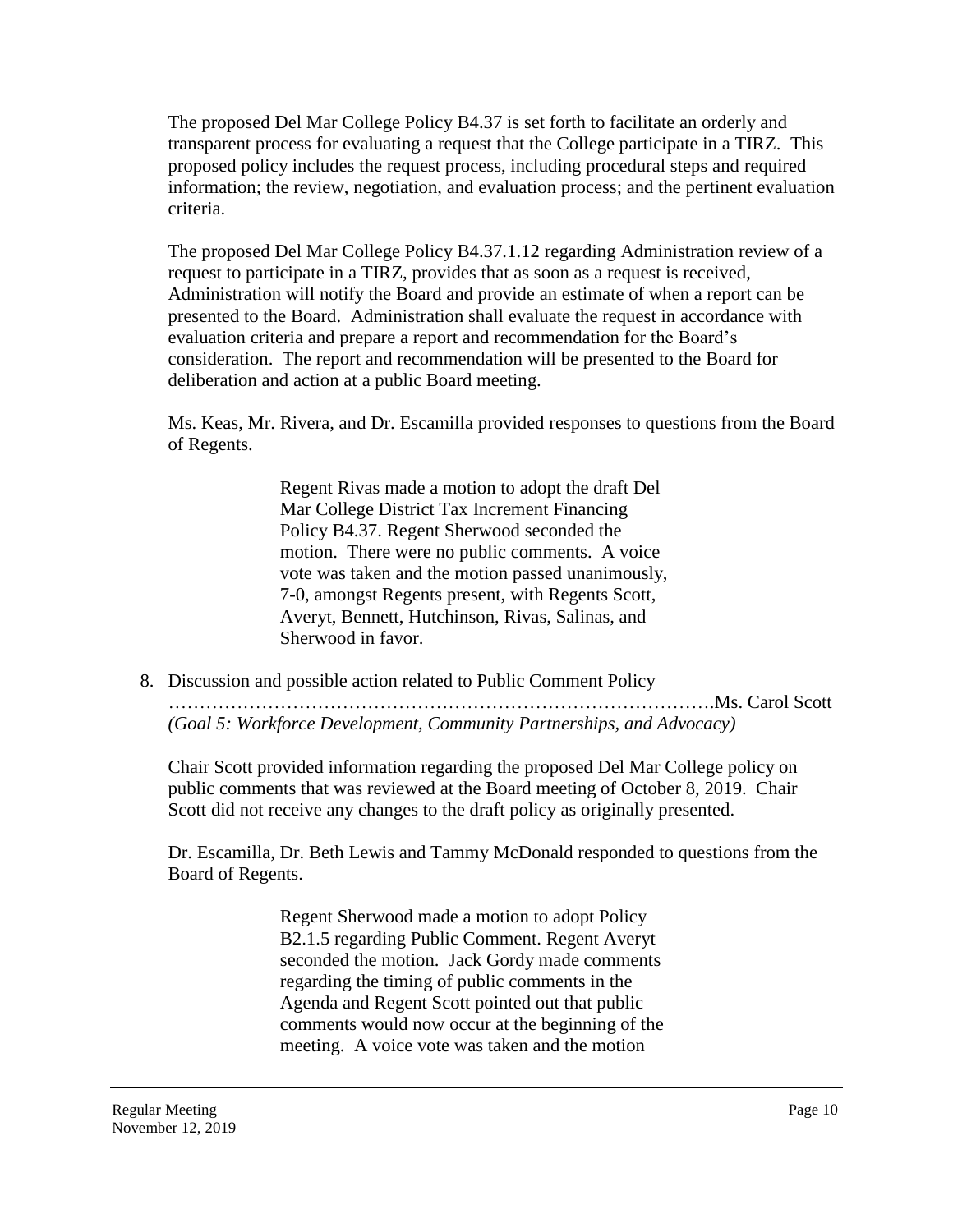The proposed Del Mar College Policy B4.37 is set forth to facilitate an orderly and transparent process for evaluating a request that the College participate in a TIRZ. This proposed policy includes the request process, including procedural steps and required information; the review, negotiation, and evaluation process; and the pertinent evaluation criteria.

The proposed Del Mar College Policy B4.37.1.12 regarding Administration review of a request to participate in a TIRZ, provides that as soon as a request is received, Administration will notify the Board and provide an estimate of when a report can be presented to the Board. Administration shall evaluate the request in accordance with evaluation criteria and prepare a report and recommendation for the Board's consideration. The report and recommendation will be presented to the Board for deliberation and action at a public Board meeting.

Ms. Keas, Mr. Rivera, and Dr. Escamilla provided responses to questions from the Board of Regents.

> Regent Rivas made a motion to adopt the draft Del Mar College District Tax Increment Financing Policy B4.37. Regent Sherwood seconded the motion. There were no public comments. A voice vote was taken and the motion passed unanimously, 7-0, amongst Regents present, with Regents Scott, Averyt, Bennett, Hutchinson, Rivas, Salinas, and Sherwood in favor.

8. Discussion and possible action related to Public Comment Policy ……………………………………………………………………………Ms. Carol Scott
   *(Goal 5: Workforce Development, Community Partnerships, and Advocacy)*

   Chair Scott provided information regarding the proposed Del Mar College policy on public comments that was reviewed at the Board meeting of October 8, 2019. Chair Scott did not receive any changes to the draft policy as originally presented.

   Dr. Escamilla, Dr. Beth Lewis and Tammy McDonald responded to questions from the Board of Regents.

   > Regent Sherwood made a motion to adopt Policy B2.1.5 regarding Public Comment. Regent Averyt seconded the motion. Jack Gordy made comments regarding the timing of public comments in the Agenda and Regent Scott pointed out that public comments would now occur at the beginning of the meeting. A voice vote was taken and the motion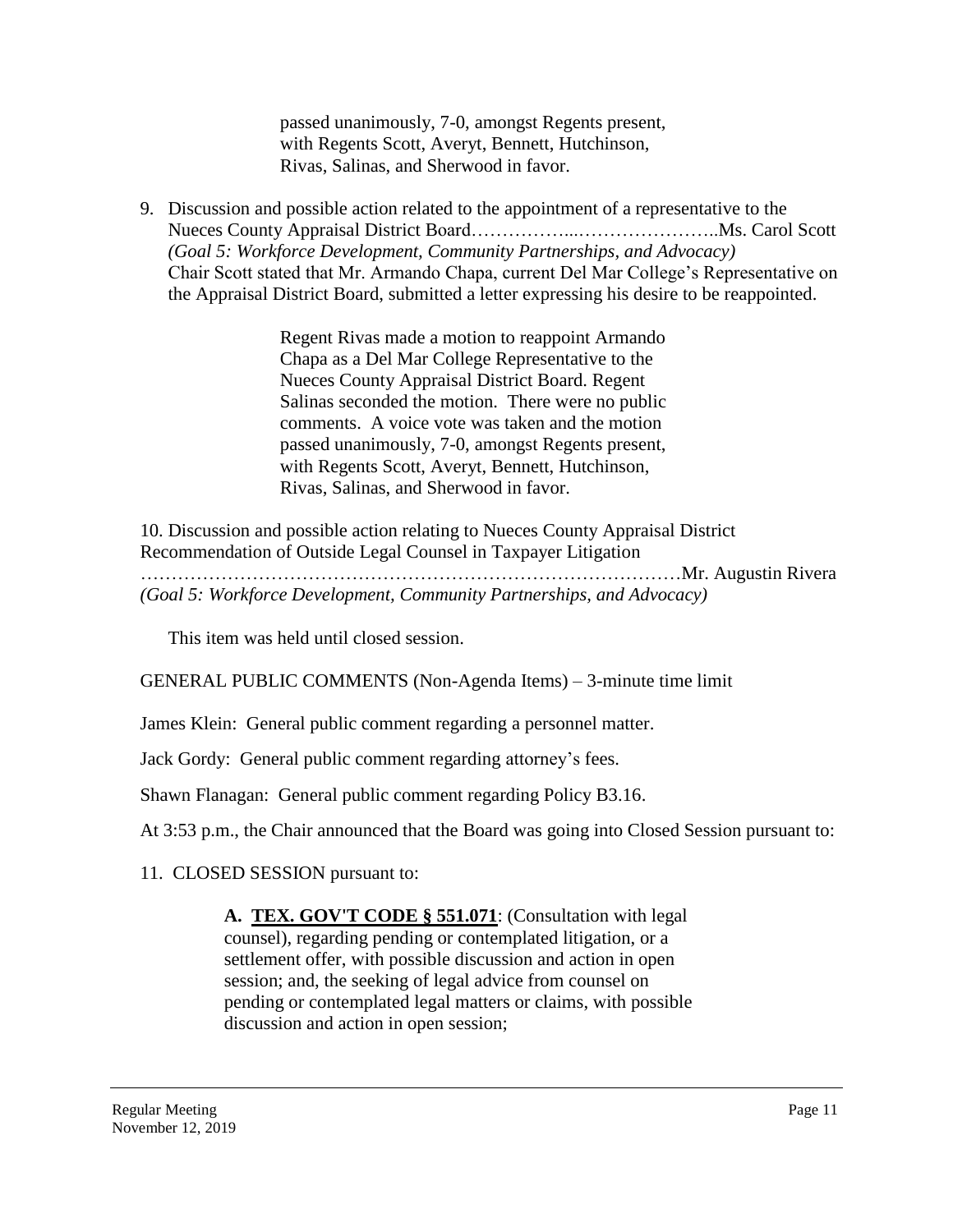passed unanimously, 7-0, amongst Regents present, with Regents Scott, Averyt, Bennett, Hutchinson, Rivas, Salinas, and Sherwood in favor.

9. Discussion and possible action related to the appointment of a representative to the Nueces County Appraisal District Board……………...…………………..Ms. Carol Scott
   *(Goal 5: Workforce Development, Community Partnerships, and Advocacy)*
   Chair Scott stated that Mr. Armando Chapa, current Del Mar College's Representative on the Appraisal District Board, submitted a letter expressing his desire to be reappointed.

   Regent Rivas made a motion to reappoint Armando Chapa as a Del Mar College Representative to the Nueces County Appraisal District Board. Regent Salinas seconded the motion. There were no public comments. A voice vote was taken and the motion passed unanimously, 7-0, amongst Regents present, with Regents Scott, Averyt, Bennett, Hutchinson, Rivas, Salinas, and Sherwood in favor.

10. Discussion and possible action relating to Nueces County Appraisal District Recommendation of Outside Legal Counsel in Taxpayer Litigation ……………………………………………………………………………Mr. Augustin Rivera
    *(Goal 5: Workforce Development, Community Partnerships, and Advocacy)*

    This item was held until closed session.

GENERAL PUBLIC COMMENTS (Non-Agenda Items) – 3-minute time limit

James Klein: General public comment regarding a personnel matter.

Jack Gordy: General public comment regarding attorney's fees.

Shawn Flanagan: General public comment regarding Policy B3.16.

At 3:53 p.m., the Chair announced that the Board was going into Closed Session pursuant to:

11. CLOSED SESSION pursuant to:

    **A. TEX. GOV'T CODE § 551.071**: (Consultation with legal counsel), regarding pending or contemplated litigation, or a settlement offer, with possible discussion and action in open session; and, the seeking of legal advice from counsel on pending or contemplated legal matters or claims, with possible discussion and action in open session;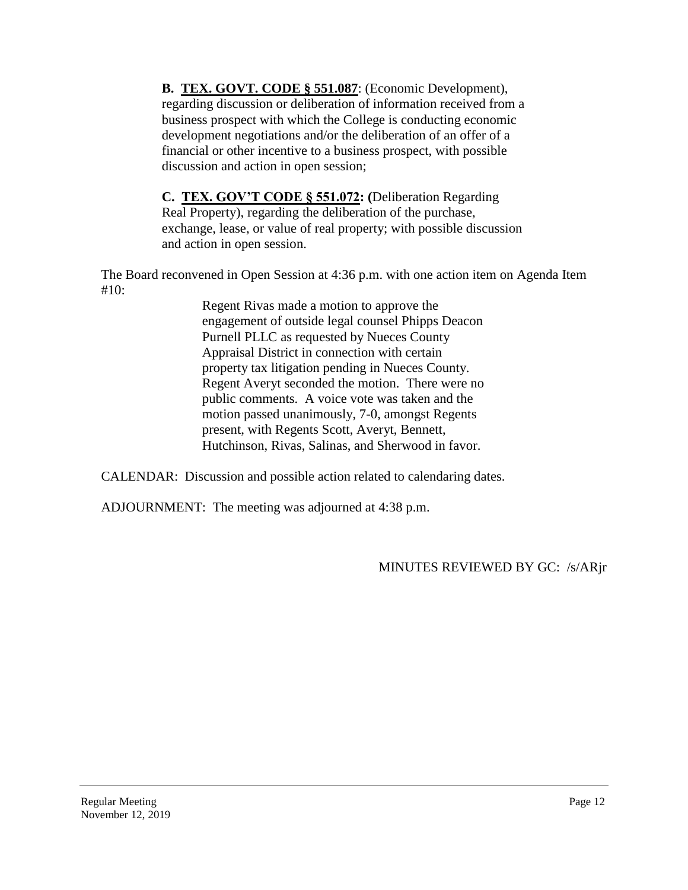**B. <u>TEX. GOVT. CODE § 551.087</u>**: (Economic Development), regarding discussion or deliberation of information received from a business prospect with which the College is conducting economic development negotiations and/or the deliberation of an offer of a financial or other incentive to a business prospect, with possible discussion and action in open session;

**C. <u>TEX. GOV'T CODE § 551.072</u>: (**Deliberation Regarding Real Property), regarding the deliberation of the purchase, exchange, lease, or value of real property; with possible discussion and action in open session.

The Board reconvened in Open Session at 4:36 p.m. with one action item on Agenda Item #10:

> Regent Rivas made a motion to approve the engagement of outside legal counsel Phipps Deacon Purnell PLLC as requested by Nueces County Appraisal District in connection with certain property tax litigation pending in Nueces County. Regent Averyt seconded the motion. There were no public comments. A voice vote was taken and the motion passed unanimously, 7-0, amongst Regents present, with Regents Scott, Averyt, Bennett, Hutchinson, Rivas, Salinas, and Sherwood in favor.

CALENDAR: Discussion and possible action related to calendaring dates.

ADJOURNMENT: The meeting was adjourned at 4:38 p.m.

MINUTES REVIEWED BY GC: /s/ARjr